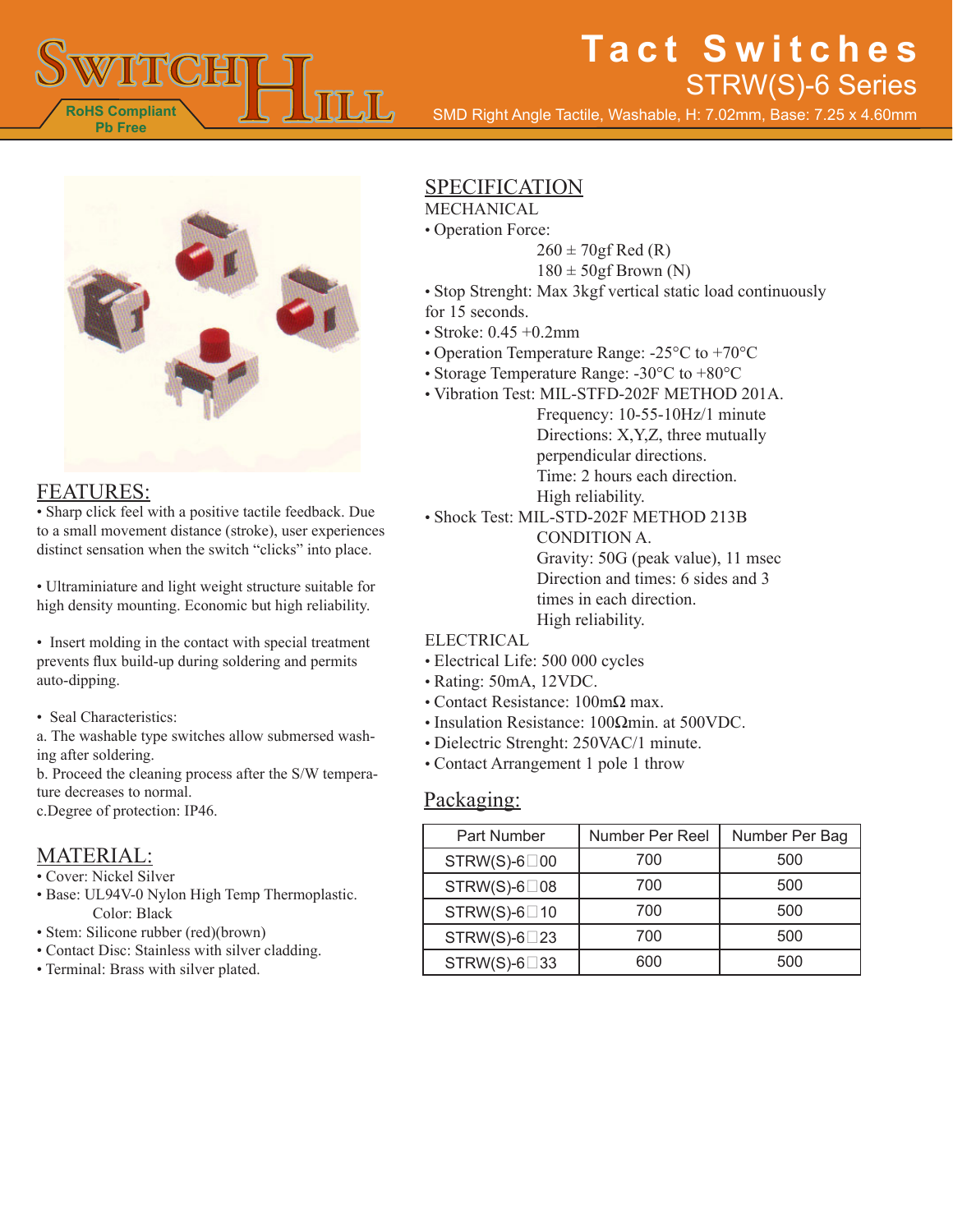# Tact Switches

## STRW(S)-6 Series

SMD Right Angle Tactile, Washable, H: 7.02mm, Base: 7.25 x 4.60mm

RoHS Compliant
Pb Free

## FEATURES:

• Sharp click feel with a positive tactile feedback. Due to a small movement distance (stroke), user experiences distinct sensation when the switch “clicks” into place.

• Ultraminiature and light weight structure suitable for high density mounting. Economic but high reliability.

• Insert molding in the contact with special treatment prevents flux build-up during soldering and permits auto-dipping.

• Seal Characteristics:
a. The washable type switches allow submersed washing after soldering.
b. Proceed the cleaning process after the S/W temperature decreases to normal.
c.Degree of protection: IP46.

## MATERIAL:

• Cover: Nickel Silver
• Base: UL94V-0 Nylon High Temp Thermoplastic.
  Color: Black
• Stem: Silicone rubber (red)(brown)
• Contact Disc: Stainless with silver cladding.
• Terminal: Brass with silver plated.

## SPECIFICATION

MECHANICAL

• Operation Force:
  260 ± 70gf Red (R)
  180 ± 50gf Brown (N)
• Stop Strenght: Max 3kgf vertical static load continuously for 15 seconds.
• Stroke: 0.45 +0.2mm
• Operation Temperature Range: -25°C to +70°C
• Storage Temperature Range: -30°C to +80°C
• Vibration Test: MIL-STFD-202F METHOD 201A.
  Frequency: 10-55-10Hz/1 minute
  Directions: X,Y,Z, three mutually perpendicular directions.
  Time: 2 hours each direction.
  High reliability.
• Shock Test: MIL-STD-202F METHOD 213B
  CONDITION A.
  Gravity: 50G (peak value), 11 msec
  Direction and times: 6 sides and 3 times in each direction.
  High reliability.

ELECTRICAL

• Electrical Life: 500 000 cycles
• Rating: 50mA, 12VDC.
• Contact Resistance: 100mΩ max.
• Insulation Resistance: 100Ωmin. at 500VDC.
• Dielectric Strenght: 250VAC/1 minute.
• Contact Arrangement 1 pole 1 throw

## Packaging:

| Part Number | Number Per Reel | Number Per Bag |
|---|---|---|
| STRW(S)-6□00 | 700 | 500 |
| STRW(S)-6□08 | 700 | 500 |
| STRW(S)-6□10 | 700 | 500 |
| STRW(S)-6□23 | 700 | 500 |
| STRW(S)-6□33 | 600 | 500 |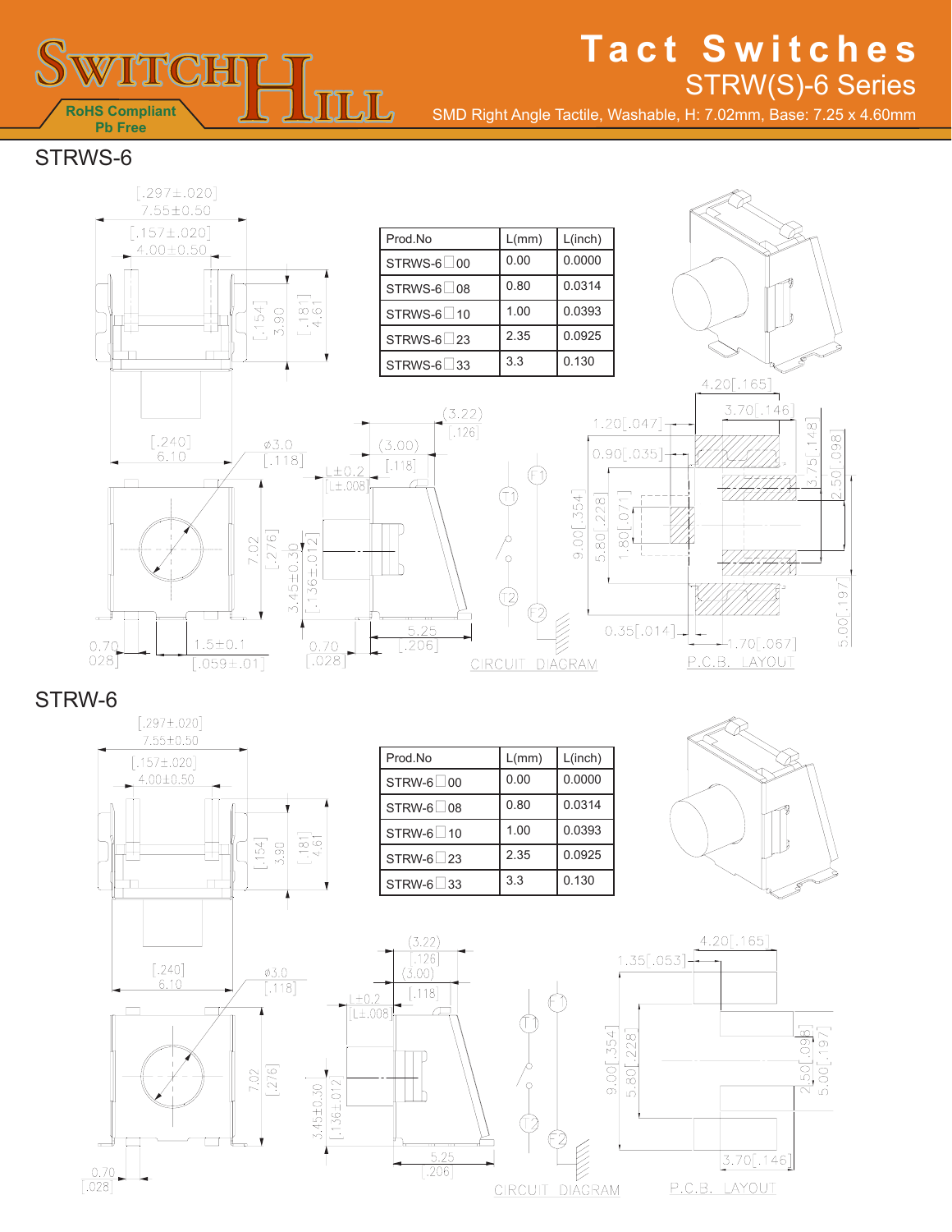Tact Switches

STRW(S)-6 Series

SMD Right Angle Tactile, Washable, H: 7.02mm, Base: 7.25 x 4.60mm

RoHS Compliant
Pb Free

## STRWS-6

| Prod.No | L(mm) | L(inch) |
|---|---|---|
| STRWS-6□00 | 0.00 | 0.0000 |
| STRWS-6□08 | 0.80 | 0.0314 |
| STRWS-6□10 | 1.00 | 0.0393 |
| STRWS-6□23 | 2.35 | 0.0925 |
| STRWS-6□33 | 3.3 | 0.130 |

CIRCUIT DIAGRAM

P.C.B. LAYOUT

## STRW-6

| Prod.No | L(mm) | L(inch) |
|---|---|---|
| STRW-6□00 | 0.00 | 0.0000 |
| STRW-6□08 | 0.80 | 0.0314 |
| STRW-6□10 | 1.00 | 0.0393 |
| STRW-6□23 | 2.35 | 0.0925 |
| STRW-6□33 | 3.3 | 0.130 |

CIRCUIT DIAGRAM

P.C.B. LAYOUT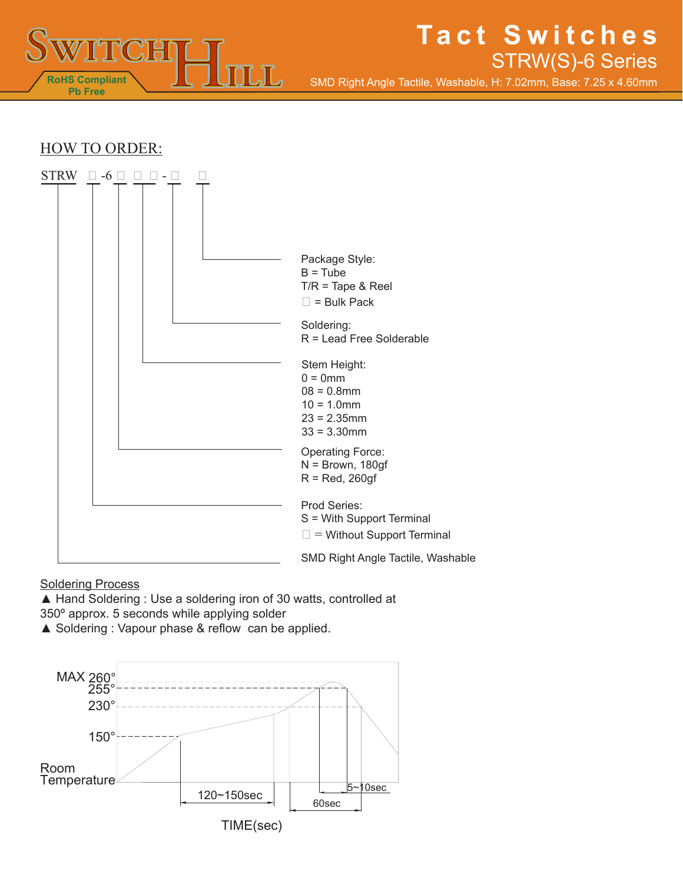# Tact Switches

## STRW(S)-6 Series

SMD Right Angle Tactile, Washable, H: 7.02mm, Base: 7.25 x 4.60mm

RoHS Compliant
Pb Free

## HOW TO ORDER:

STRW □ -6 □ □ □ - □ □

Package Style:
B = Tube
T/R = Tape & Reel
□ = Bulk Pack

Soldering:
R = Lead Free Solderable

Stem Height:
0 = 0mm
08 = 0.8mm
10 = 1.0mm
23 = 2.35mm
33 = 3.30mm

Operating Force:
N = Brown, 180gf
R = Red, 260gf

Prod Series:
S = With Support Terminal
□ = Without Support Terminal

SMD Right Angle Tactile, Washable

## Soldering Process

▲ Hand Soldering : Use a soldering iron of 30 watts, controlled at 350º approx. 5 seconds while applying solder

▲ Soldering : Vapour phase & reflow can be applied.

MAX 260°
255°
230°
150°
Room Temperature
120~150sec
60sec
5~10sec
TIME(sec)